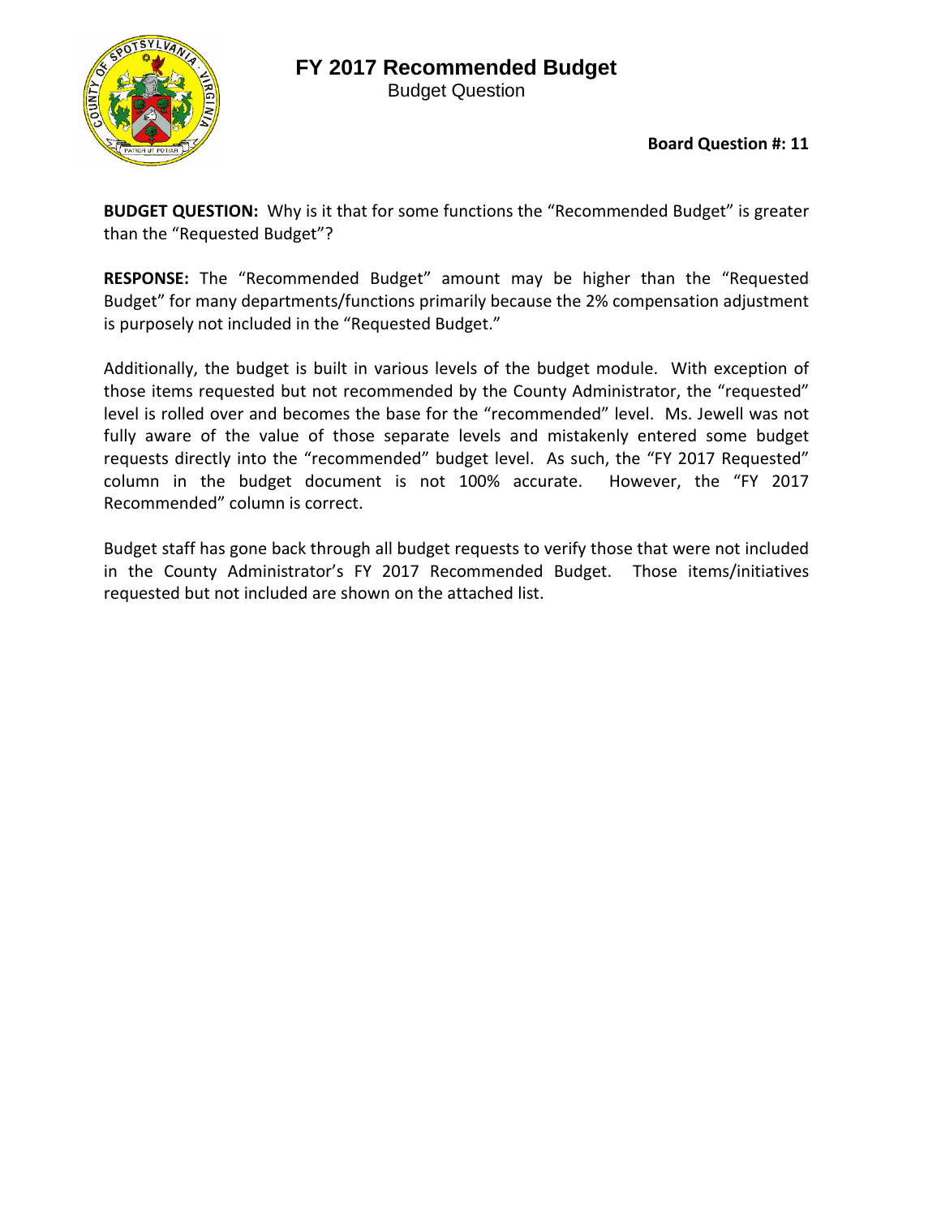# FY 2017 Recommended Budget

Budget Question

**Board Question #: 11**

**BUDGET QUESTION:** Why is it that for some functions the "Recommended Budget" is greater than the "Requested Budget"?

**RESPONSE:** The "Recommended Budget" amount may be higher than the "Requested Budget" for many departments/functions primarily because the 2% compensation adjustment is purposely not included in the "Requested Budget."

Additionally, the budget is built in various levels of the budget module. With exception of those items requested but not recommended by the County Administrator, the "requested" level is rolled over and becomes the base for the "recommended" level. Ms. Jewell was not fully aware of the value of those separate levels and mistakenly entered some budget requests directly into the "recommended" budget level. As such, the "FY 2017 Requested" column in the budget document is not 100% accurate. However, the "FY 2017 Recommended" column is correct.

Budget staff has gone back through all budget requests to verify those that were not included in the County Administrator's FY 2017 Recommended Budget. Those items/initiatives requested but not included are shown on the attached list.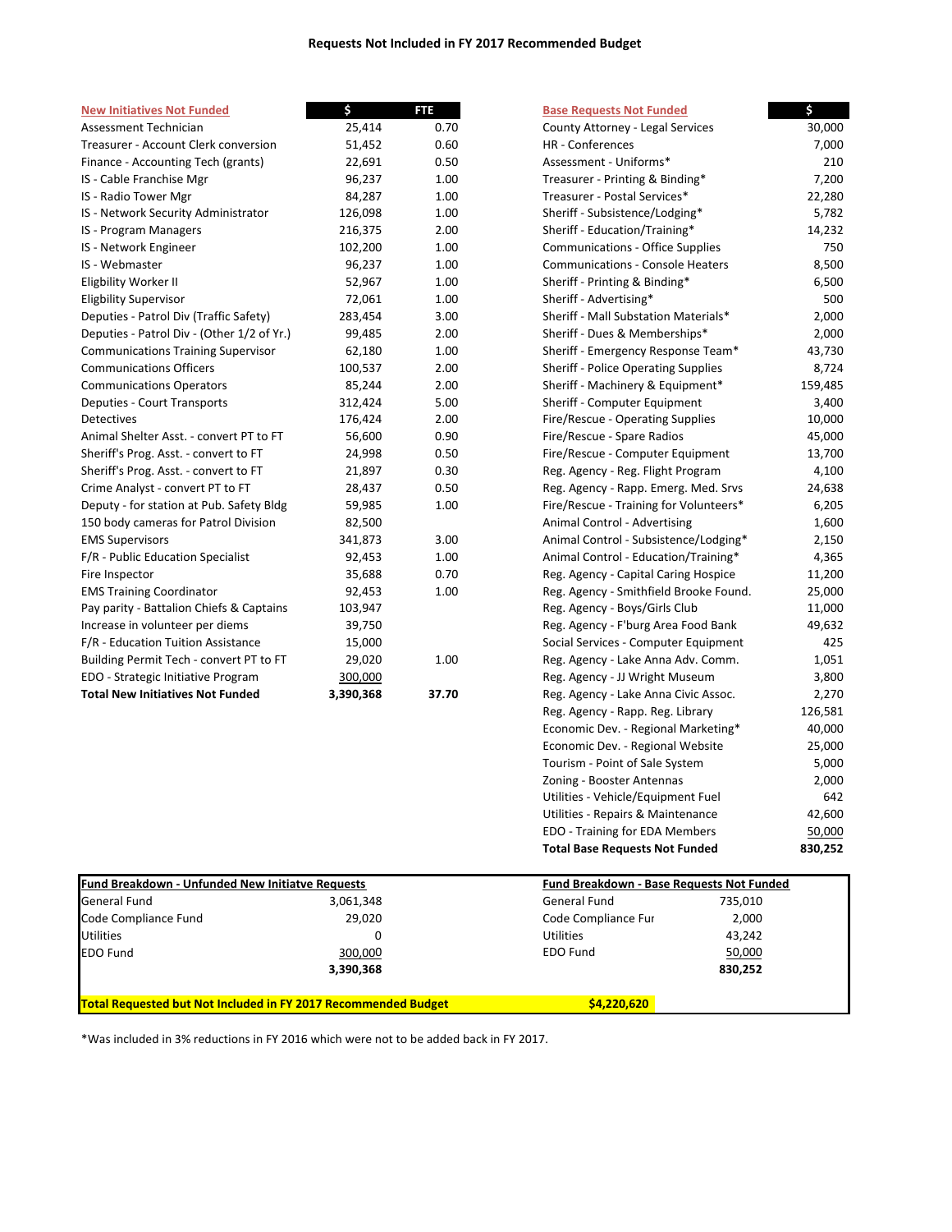# Requests Not Included in FY 2017 Recommended Budget

| New Initiatives Not Funded | $ | FTE |
|---|---|---|
| Assessment Technician | 25,414 | 0.70 |
| Treasurer - Account Clerk conversion | 51,452 | 0.60 |
| Finance - Accounting Tech (grants) | 22,691 | 0.50 |
| IS - Cable Franchise Mgr | 96,237 | 1.00 |
| IS - Radio Tower Mgr | 84,287 | 1.00 |
| IS - Network Security Administrator | 126,098 | 1.00 |
| IS - Program Managers | 216,375 | 2.00 |
| IS - Network Engineer | 102,200 | 1.00 |
| IS - Webmaster | 96,237 | 1.00 |
| Eligbility Worker II | 52,967 | 1.00 |
| Eligbility Supervisor | 72,061 | 1.00 |
| Deputies - Patrol Div (Traffic Safety) | 283,454 | 3.00 |
| Deputies - Patrol Div - (Other 1/2 of Yr.) | 99,485 | 2.00 |
| Communications Training Supervisor | 62,180 | 1.00 |
| Communications Officers | 100,537 | 2.00 |
| Communications Operators | 85,244 | 2.00 |
| Deputies - Court Transports | 312,424 | 5.00 |
| Detectives | 176,424 | 2.00 |
| Animal Shelter Asst. - convert PT to FT | 56,600 | 0.90 |
| Sheriff's Prog. Asst. - convert to FT | 24,998 | 0.50 |
| Sheriff's Prog. Asst. - convert to FT | 21,897 | 0.30 |
| Crime Analyst - convert PT to FT | 28,437 | 0.50 |
| Deputy - for station at Pub. Safety Bldg | 59,985 | 1.00 |
| 150 body cameras for Patrol Division | 82,500 | |
| EMS Supervisors | 341,873 | 3.00 |
| F/R - Public Education Specialist | 92,453 | 1.00 |
| Fire Inspector | 35,688 | 0.70 |
| EMS Training Coordinator | 92,453 | 1.00 |
| Pay parity - Battalion Chiefs & Captains | 103,947 | |
| Increase in volunteer per diems | 39,750 | |
| F/R - Education Tuition Assistance | 15,000 | |
| Building Permit Tech - convert PT to FT | 29,020 | 1.00 |
| EDO - Strategic Initiative Program | 300,000 | |
| **Total New Initiatives Not Funded** | **3,390,368** | **37.70** |

| Base Requests Not Funded | $ |
|---|---|
| County Attorney - Legal Services | 30,000 |
| HR - Conferences | 7,000 |
| Assessment - Uniforms* | 210 |
| Treasurer - Printing & Binding* | 7,200 |
| Treasurer - Postal Services* | 22,280 |
| Sheriff - Subsistence/Lodging* | 5,782 |
| Sheriff - Education/Training* | 14,232 |
| Communications - Office Supplies | 750 |
| Communications - Console Heaters | 8,500 |
| Sheriff - Printing & Binding* | 6,500 |
| Sheriff - Advertising* | 500 |
| Sheriff - Mall Substation Materials* | 2,000 |
| Sheriff - Dues & Memberships* | 2,000 |
| Sheriff - Emergency Response Team* | 43,730 |
| Sheriff - Police Operating Supplies | 8,724 |
| Sheriff - Machinery & Equipment* | 159,485 |
| Sheriff - Computer Equipment | 3,400 |
| Fire/Rescue - Operating Supplies | 10,000 |
| Fire/Rescue - Spare Radios | 45,000 |
| Fire/Rescue - Computer Equipment | 13,700 |
| Reg. Agency - Reg. Flight Program | 4,100 |
| Reg. Agency - Rapp. Emerg. Med. Srvs | 24,638 |
| Fire/Rescue - Training for Volunteers* | 6,205 |
| Animal Control - Advertising | 1,600 |
| Animal Control - Subsistence/Lodging* | 2,150 |
| Animal Control - Education/Training* | 4,365 |
| Reg. Agency - Capital Caring Hospice | 11,200 |
| Reg. Agency - Smithfield Brooke Found. | 25,000 |
| Reg. Agency - Boys/Girls Club | 11,000 |
| Reg. Agency - F'burg Area Food Bank | 49,632 |
| Social Services - Computer Equipment | 425 |
| Reg. Agency - Lake Anna Adv. Comm. | 1,051 |
| Reg. Agency - JJ Wright Museum | 3,800 |
| Reg. Agency - Lake Anna Civic Assoc. | 2,270 |
| Reg. Agency - Rapp. Reg. Library | 126,581 |
| Economic Dev. - Regional Marketing* | 40,000 |
| Economic Dev. - Regional Website | 25,000 |
| Tourism - Point of Sale System | 5,000 |
| Zoning - Booster Antennas | 2,000 |
| Utilities - Vehicle/Equipment Fuel | 642 |
| Utilities - Repairs & Maintenance | 42,600 |
| EDO - Training for EDA Members | 50,000 |
| **Total Base Requests Not Funded** | **830,252** |

| Fund Breakdown - Unfunded New Initiatve Requests | |
|---|---|
| General Fund | 3,061,348 |
| Code Compliance Fund | 29,020 |
| Utilities | 0 |
| EDO Fund | 300,000 |
| | **3,390,368** |

| Fund Breakdown - Base Requests Not Funded | |
|---|---|
| General Fund | 735,010 |
| Code Compliance Fur | 2,000 |
| Utilities | 43,242 |
| EDO Fund | 50,000 |
| | **830,252** |

**Total Requested but Not Included in FY 2017 Recommended Budget** **$4,220,620**

*Was included in 3% reductions in FY 2016 which were not to be added back in FY 2017.